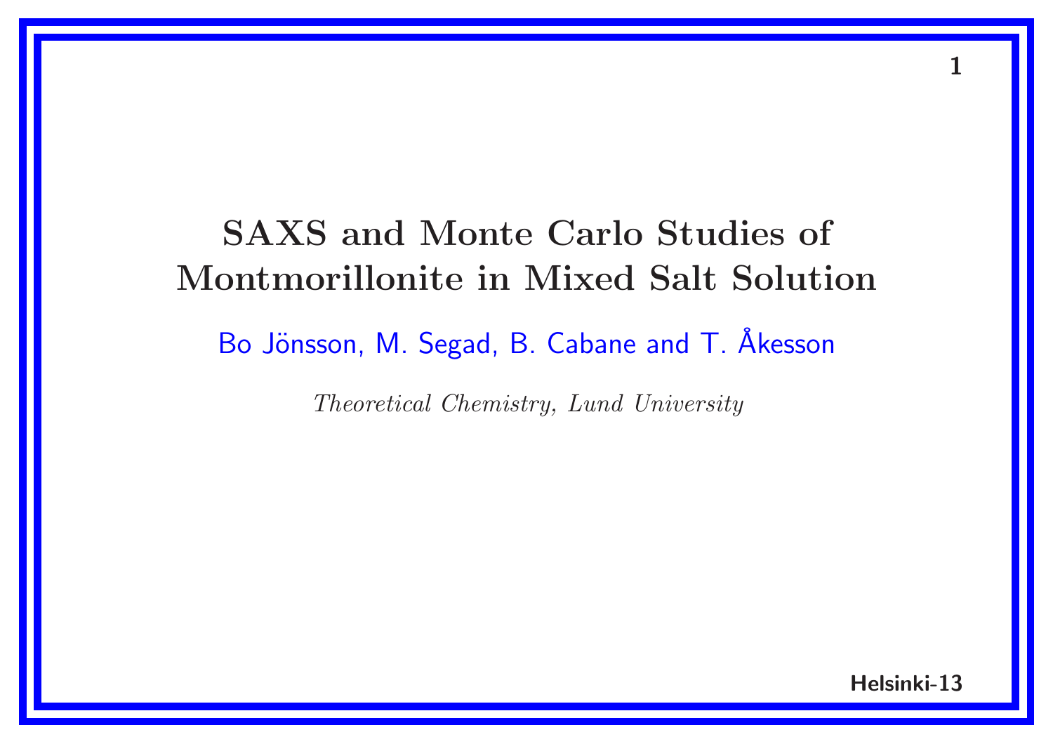# SAXS and Monte Carlo Studies of Montmorillonite in Mixed Salt Solution

Bo Jönsson, M. Segad, B. Cabane and T. Åkesson

*Theoretical Chemistry, Lund University*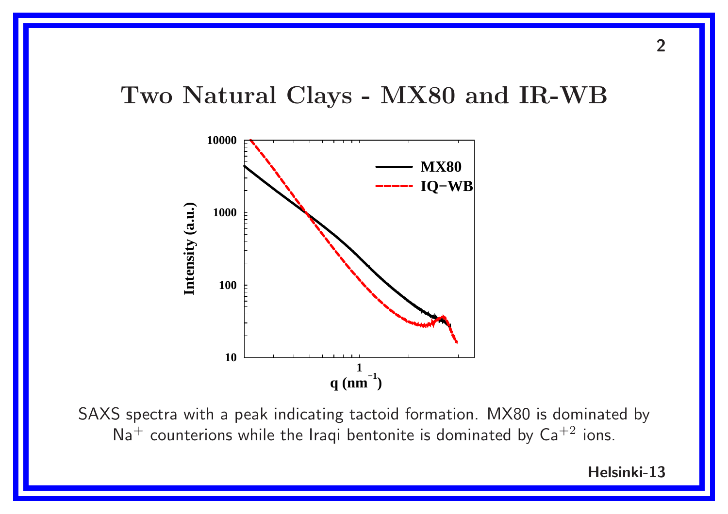# Two Natural Clays - MX80 and IR-WB

SAXS spectra with a peak indicating tactoid formation. MX80 is dominated by $Na^+$ counterions while the Iraqi bentonite is dominated by $Ca^{+2}$ ions.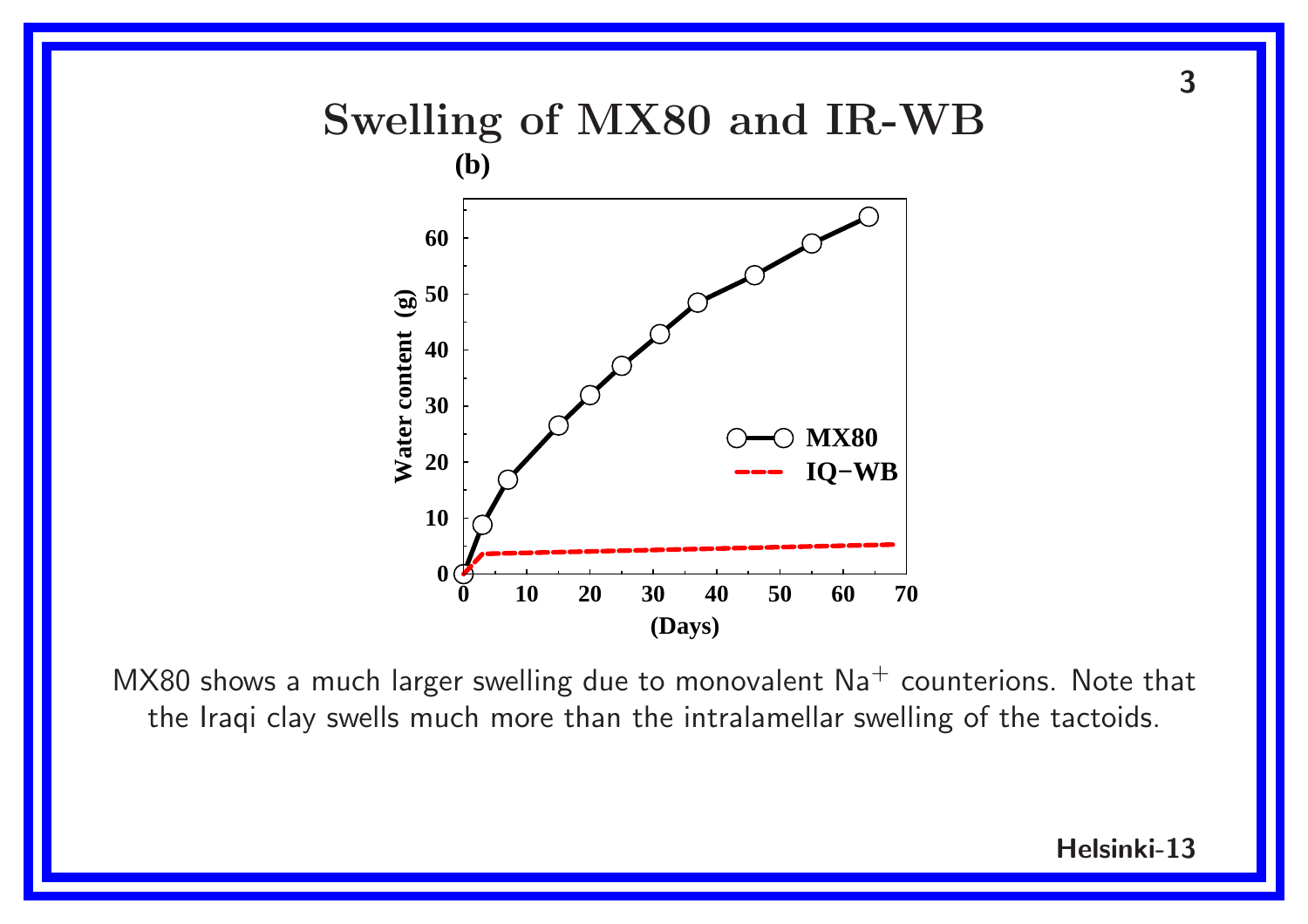# Swelling of MX80 and IR-WB

(b)

MX80 shows a much larger swelling due to monovalent $Na^+$ counterions. Note that the Iraqi clay swells much more than the intralamellar swelling of the tactoids.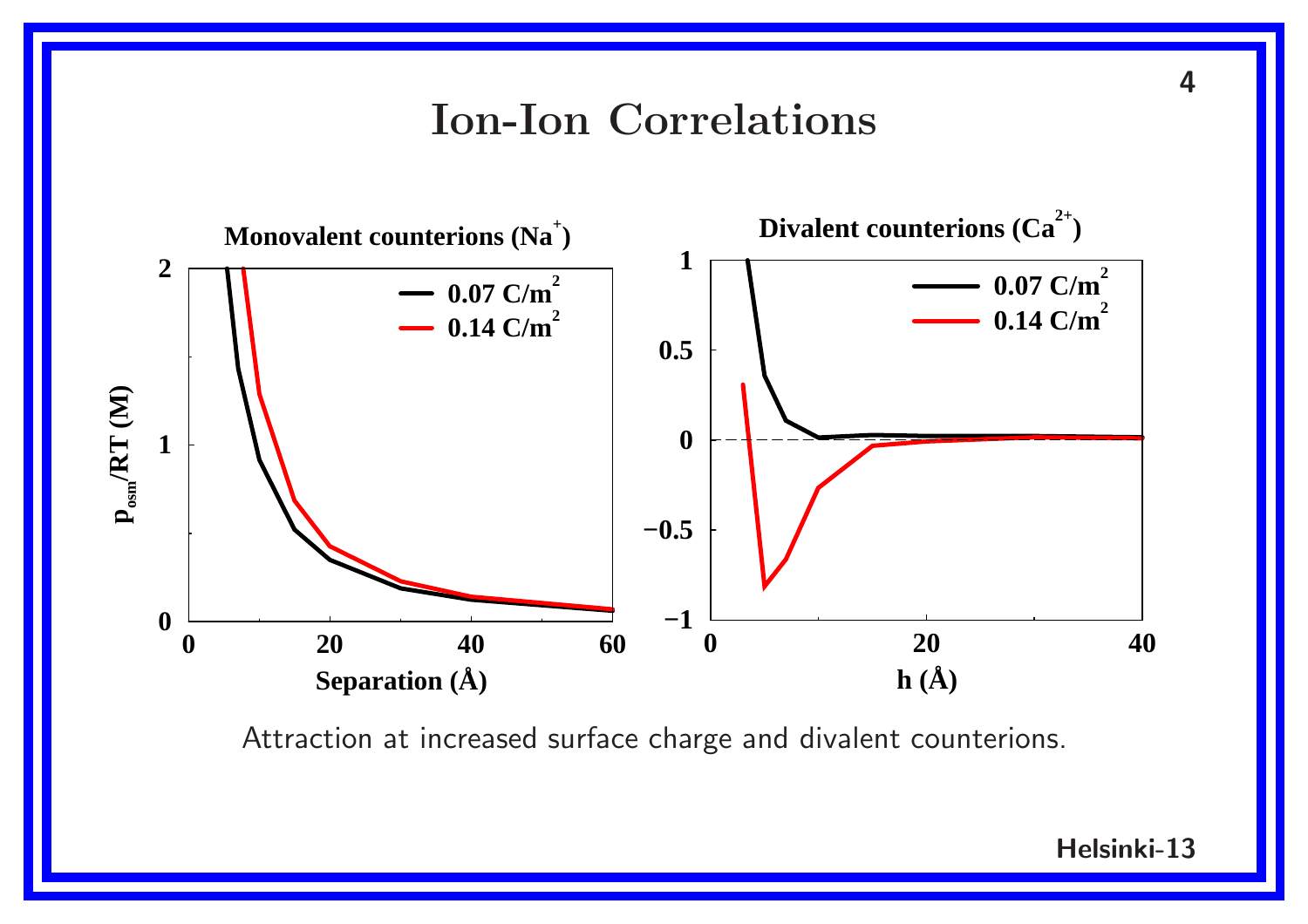# Ion-Ion Correlations

Attraction at increased surface charge and divalent counterions.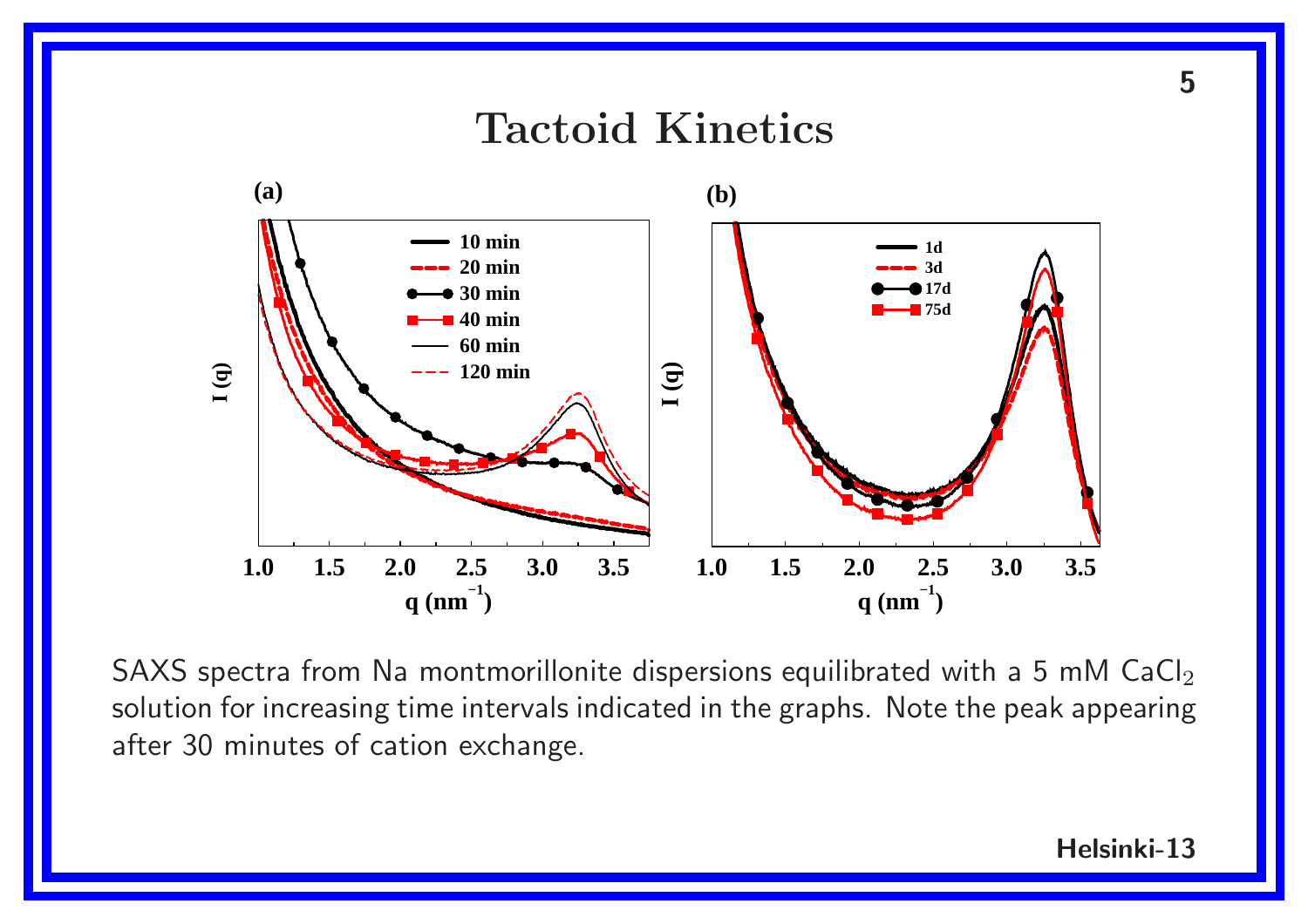# Tactoid Kinetics

SAXS spectra from Na montmorillonite dispersions equilibrated with a 5 mM $CaCl_2$ solution for increasing time intervals indicated in the graphs. Note the peak appearing after 30 minutes of cation exchange.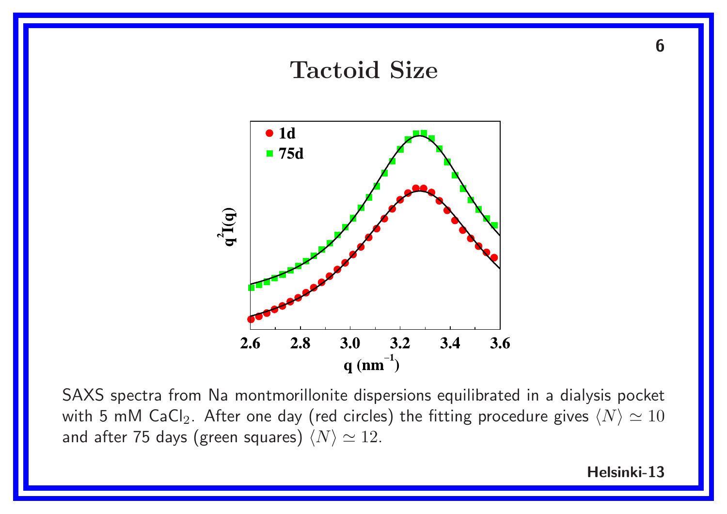# Tactoid Size

SAXS spectra from Na montmorillonite dispersions equilibrated in a dialysis pocket with 5 mM $CaCl_2$. After one day (red circles) the fitting procedure gives $\langle N \rangle \simeq 10$ and after 75 days (green squares) $\langle N \rangle \simeq 12$.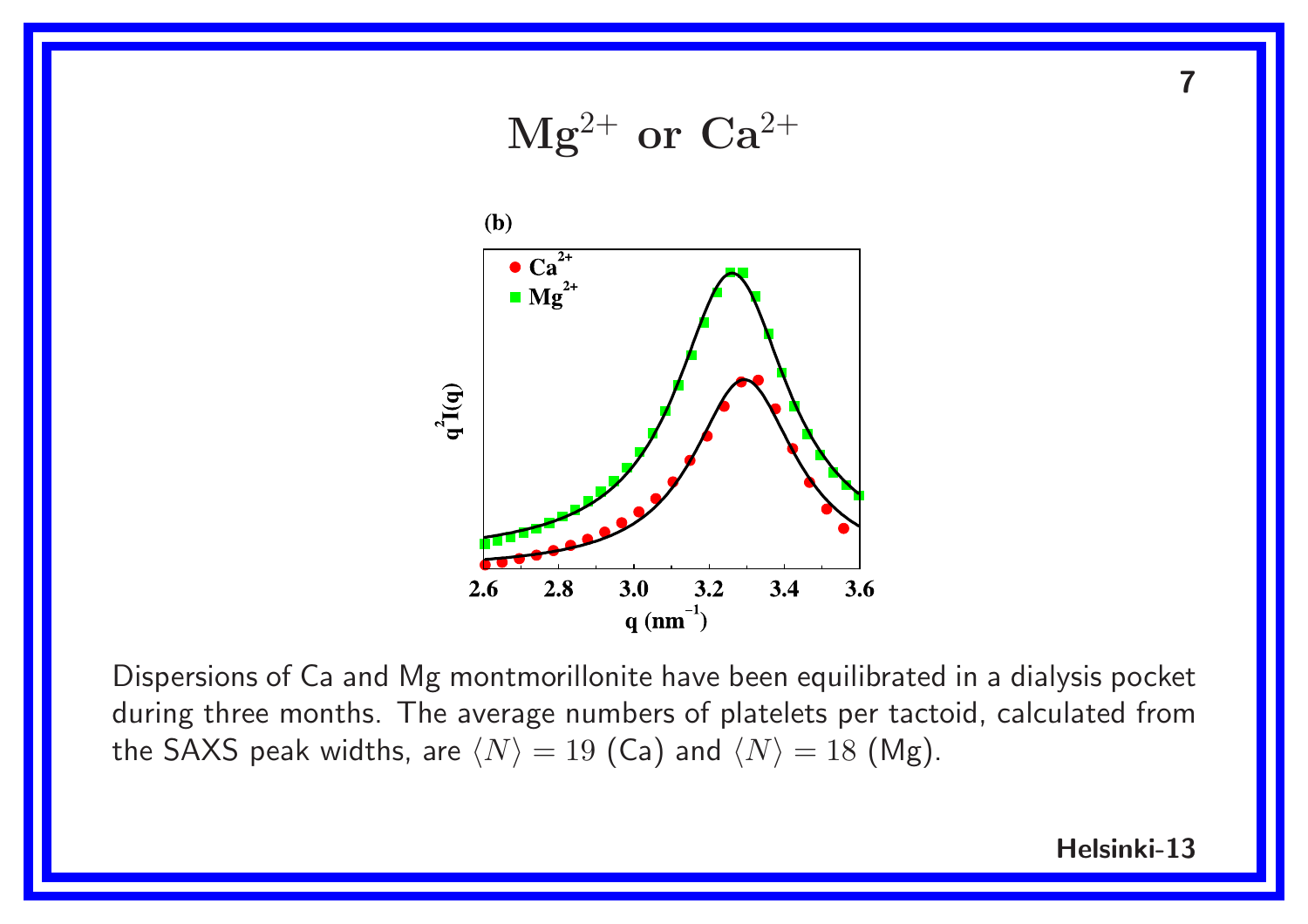# $Mg^{2+}$ or $Ca^{2+}$

Dispersions of Ca and Mg montmorillonite have been equilibrated in a dialysis pocket during three months. The average numbers of platelets per tactoid, calculated from the SAXS peak widths, are $\langle N \rangle = 19$ (Ca) and $\langle N \rangle = 18$ (Mg).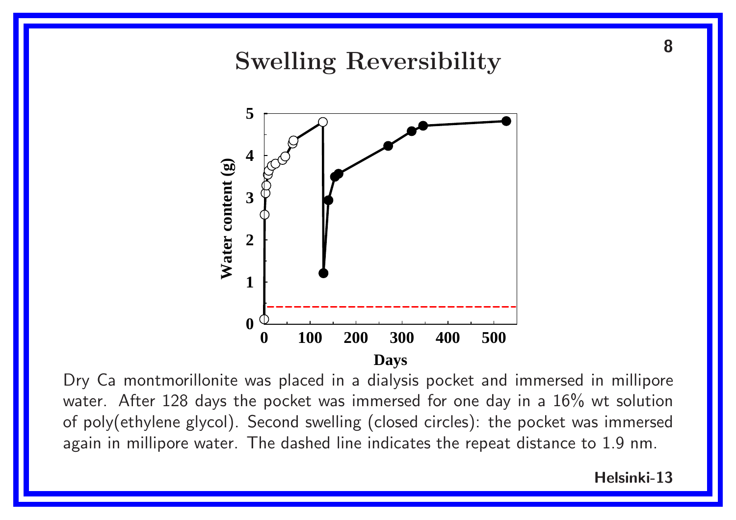# Swelling Reversibility

Dry Ca montmorillonite was placed in a dialysis pocket and immersed in millipore water. After 128 days the pocket was immersed for one day in a 16% wt solution of poly(ethylene glycol). Second swelling (closed circles): the pocket was immersed again in millipore water. The dashed line indicates the repeat distance to 1.9 nm.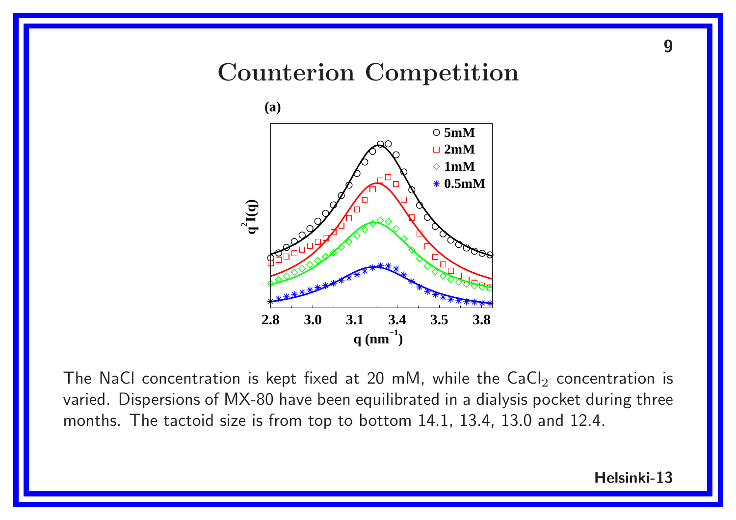# Counterion Competition

The NaCl concentration is kept fixed at 20 mM, while the $CaCl_2$ concentration is varied. Dispersions of MX-80 have been equilibrated in a dialysis pocket during three months. The tactoid size is from top to bottom 14.1, 13.4, 13.0 and 12.4.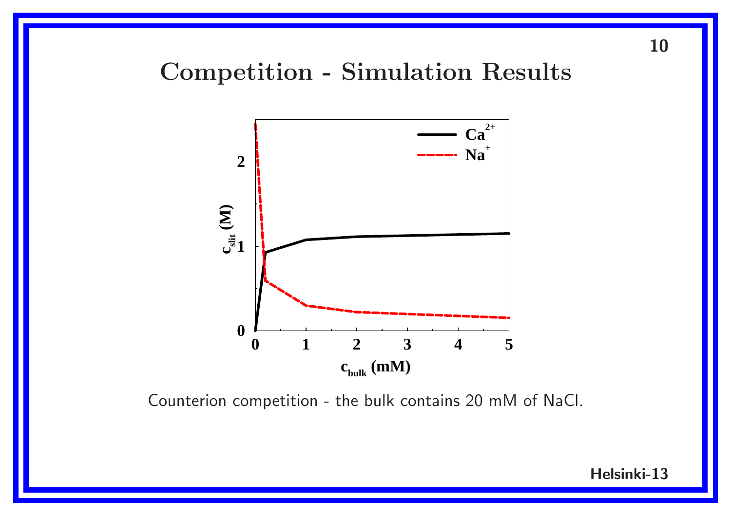# Competition - Simulation Results

Counterion competition - the bulk contains 20 mM of NaCl.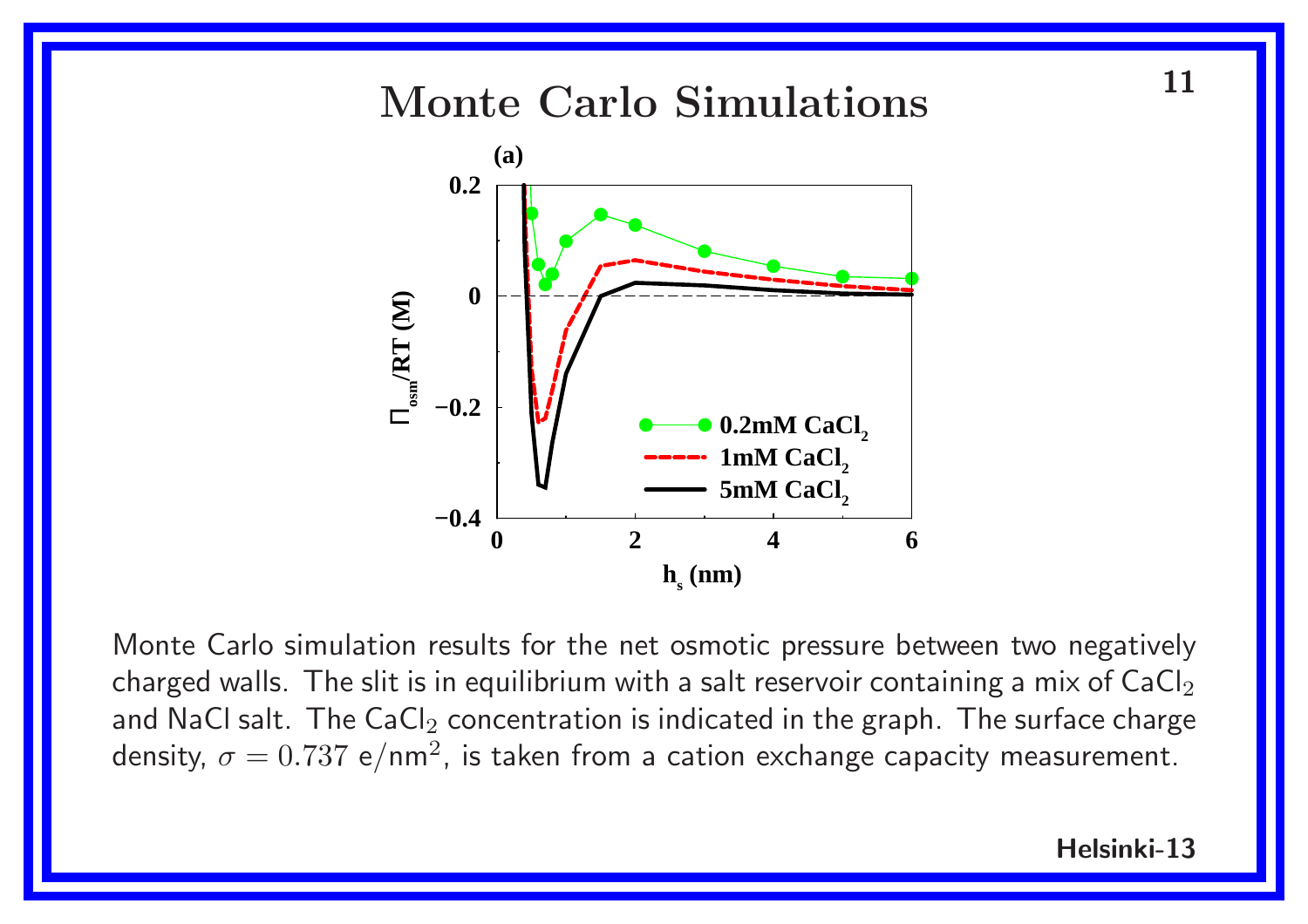# Monte Carlo Simulations

Monte Carlo simulation results for the net osmotic pressure between two negatively charged walls. The slit is in equilibrium with a salt reservoir containing a mix of $CaCl_2$ and NaCl salt. The $CaCl_2$ concentration is indicated in the graph. The surface charge density, $\sigma = 0.737$ e/nm$^2$, is taken from a cation exchange capacity measurement.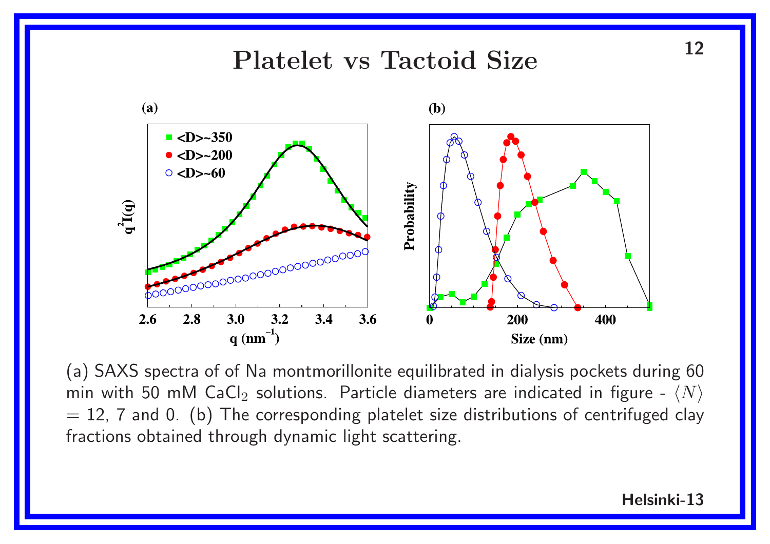# Platelet vs Tactoid Size

(a) SAXS spectra of of Na montmorillonite equilibrated in dialysis pockets during 60 min with 50 mM $CaCl_2$ solutions. Particle diameters are indicated in figure - $\langle N \rangle$ = 12, 7 and 0. (b) The corresponding platelet size distributions of centrifuged clay fractions obtained through dynamic light scattering.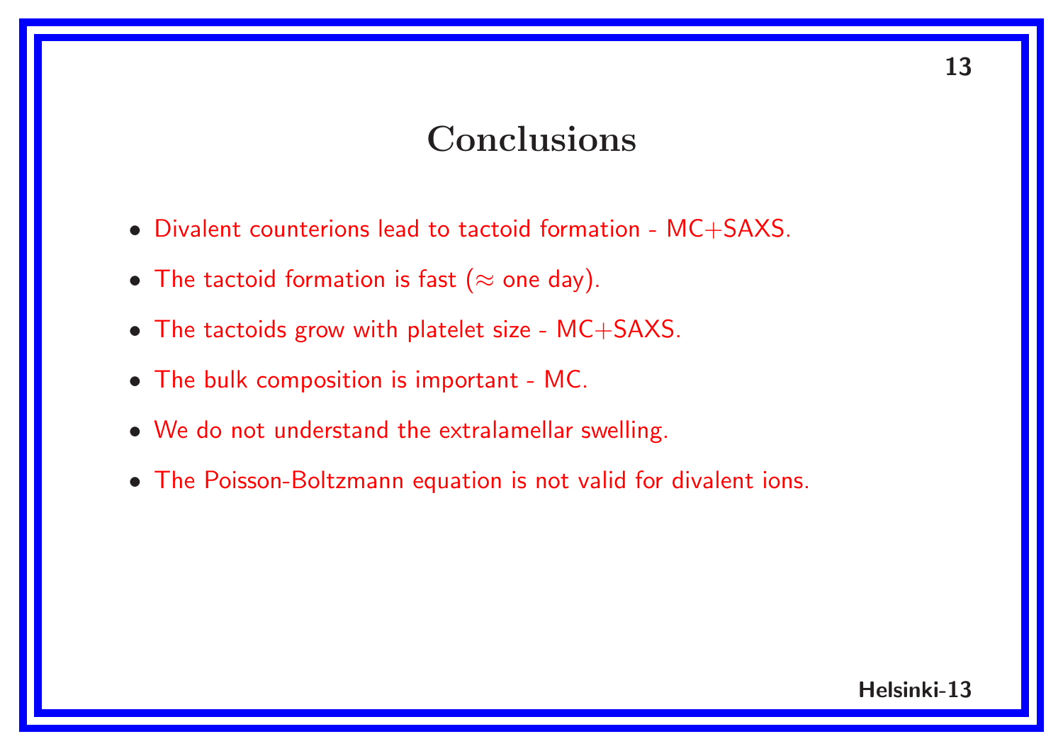# Conclusions

- Divalent counterions lead to tactoid formation - MC+SAXS.
- The tactoid formation is fast ($\approx$ one day).
- The tactoids grow with platelet size - MC+SAXS.
- The bulk composition is important - MC.
- We do not understand the extralamellar swelling.
- The Poisson-Boltzmann equation is not valid for divalent ions.